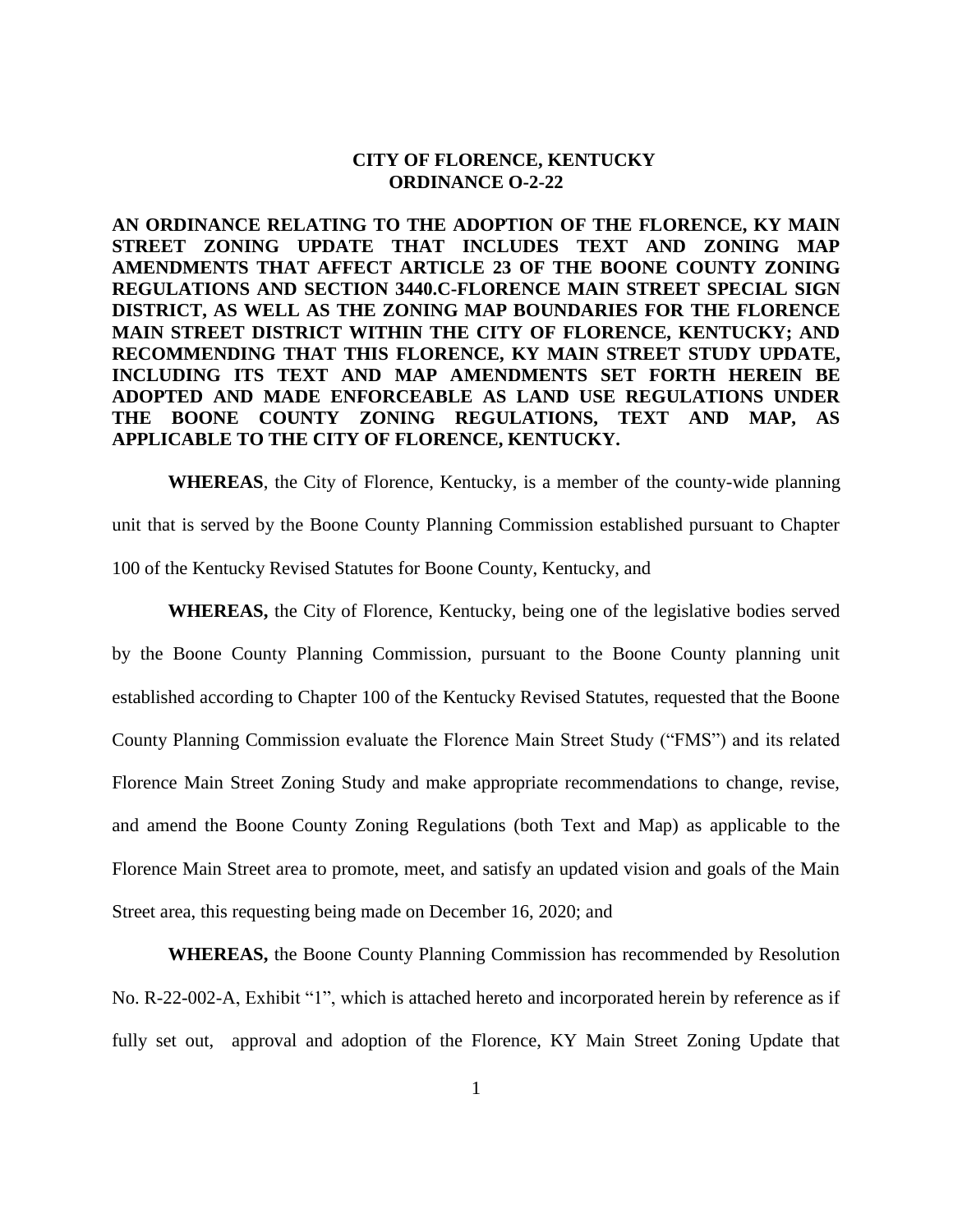# CITY OF FLORENCE, KENTUCKY
## ORDINANCE O-2-22

**AN ORDINANCE RELATING TO THE ADOPTION OF THE FLORENCE, KY MAIN STREET ZONING UPDATE THAT INCLUDES TEXT AND ZONING MAP AMENDMENTS THAT AFFECT ARTICLE 23 OF THE BOONE COUNTY ZONING REGULATIONS AND SECTION 3440.C-FLORENCE MAIN STREET SPECIAL SIGN DISTRICT, AS WELL AS THE ZONING MAP BOUNDARIES FOR THE FLORENCE MAIN STREET DISTRICT WITHIN THE CITY OF FLORENCE, KENTUCKY; AND RECOMMENDING THAT THIS FLORENCE, KY MAIN STREET STUDY UPDATE, INCLUDING ITS TEXT AND MAP AMENDMENTS SET FORTH HEREIN BE ADOPTED AND MADE ENFORCEABLE AS LAND USE REGULATIONS UNDER THE BOONE COUNTY ZONING REGULATIONS, TEXT AND MAP, AS APPLICABLE TO THE CITY OF FLORENCE, KENTUCKY.**

**WHEREAS**, the City of Florence, Kentucky, is a member of the county-wide planning unit that is served by the Boone County Planning Commission established pursuant to Chapter 100 of the Kentucky Revised Statutes for Boone County, Kentucky, and

**WHEREAS,** the City of Florence, Kentucky, being one of the legislative bodies served by the Boone County Planning Commission, pursuant to the Boone County planning unit established according to Chapter 100 of the Kentucky Revised Statutes, requested that the Boone County Planning Commission evaluate the Florence Main Street Study ("FMS") and its related Florence Main Street Zoning Study and make appropriate recommendations to change, revise, and amend the Boone County Zoning Regulations (both Text and Map) as applicable to the Florence Main Street area to promote, meet, and satisfy an updated vision and goals of the Main Street area, this requesting being made on December 16, 2020; and

**WHEREAS,** the Boone County Planning Commission has recommended by Resolution No. R-22-002-A, Exhibit "1", which is attached hereto and incorporated herein by reference as if fully set out, approval and adoption of the Florence, KY Main Street Zoning Update that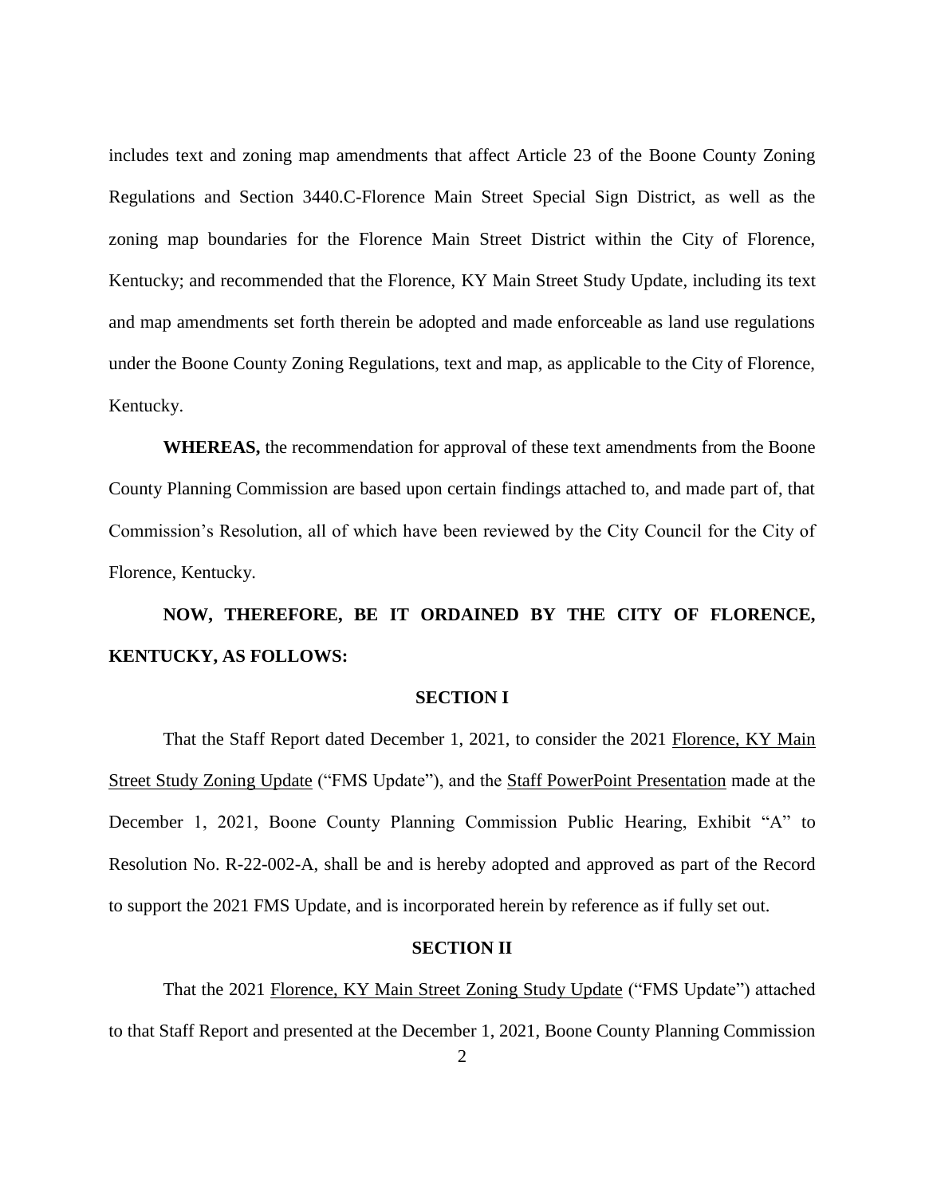includes text and zoning map amendments that affect Article 23 of the Boone County Zoning Regulations and Section 3440.C-Florence Main Street Special Sign District, as well as the zoning map boundaries for the Florence Main Street District within the City of Florence, Kentucky; and recommended that the Florence, KY Main Street Study Update, including its text and map amendments set forth therein be adopted and made enforceable as land use regulations under the Boone County Zoning Regulations, text and map, as applicable to the City of Florence, Kentucky.

**WHEREAS,** the recommendation for approval of these text amendments from the Boone County Planning Commission are based upon certain findings attached to, and made part of, that Commission's Resolution, all of which have been reviewed by the City Council for the City of Florence, Kentucky.

**NOW, THEREFORE, BE IT ORDAINED BY THE CITY OF FLORENCE, KENTUCKY, AS FOLLOWS:**

**SECTION I**

That the Staff Report dated December 1, 2021, to consider the 2021 Florence, KY Main Street Study Zoning Update ("FMS Update"), and the Staff PowerPoint Presentation made at the December 1, 2021, Boone County Planning Commission Public Hearing, Exhibit "A" to Resolution No. R-22-002-A, shall be and is hereby adopted and approved as part of the Record to support the 2021 FMS Update, and is incorporated herein by reference as if fully set out.

**SECTION II**

That the 2021 Florence, KY Main Street Zoning Study Update ("FMS Update") attached to that Staff Report and presented at the December 1, 2021, Boone County Planning Commission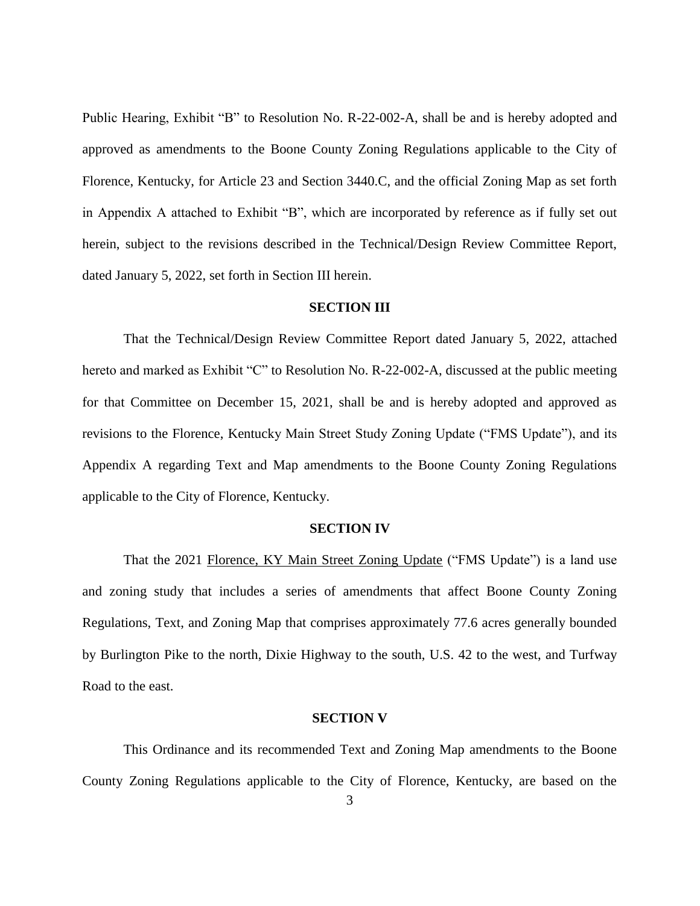Public Hearing, Exhibit "B" to Resolution No. R-22-002-A, shall be and is hereby adopted and approved as amendments to the Boone County Zoning Regulations applicable to the City of Florence, Kentucky, for Article 23 and Section 3440.C, and the official Zoning Map as set forth in Appendix A attached to Exhibit "B", which are incorporated by reference as if fully set out herein, subject to the revisions described in the Technical/Design Review Committee Report, dated January 5, 2022, set forth in Section III herein.

**SECTION III**

That the Technical/Design Review Committee Report dated January 5, 2022, attached hereto and marked as Exhibit "C" to Resolution No. R-22-002-A, discussed at the public meeting for that Committee on December 15, 2021, shall be and is hereby adopted and approved as revisions to the Florence, Kentucky Main Street Study Zoning Update ("FMS Update"), and its Appendix A regarding Text and Map amendments to the Boone County Zoning Regulations applicable to the City of Florence, Kentucky.

**SECTION IV**

That the 2021 Florence, KY Main Street Zoning Update ("FMS Update") is a land use and zoning study that includes a series of amendments that affect Boone County Zoning Regulations, Text, and Zoning Map that comprises approximately 77.6 acres generally bounded by Burlington Pike to the north, Dixie Highway to the south, U.S. 42 to the west, and Turfway Road to the east.

**SECTION V**

This Ordinance and its recommended Text and Zoning Map amendments to the Boone County Zoning Regulations applicable to the City of Florence, Kentucky, are based on the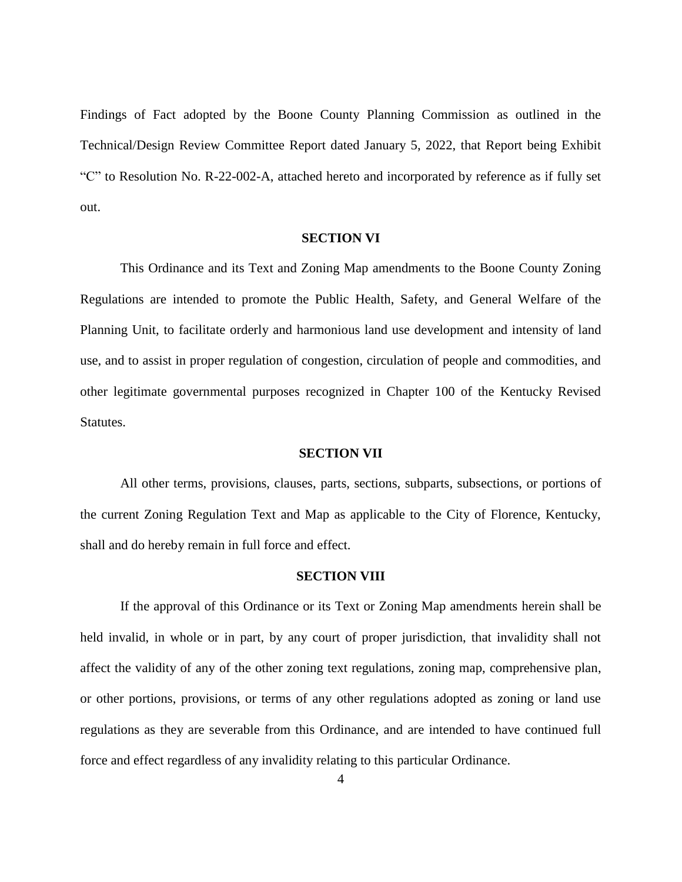Findings of Fact adopted by the Boone County Planning Commission as outlined in the Technical/Design Review Committee Report dated January 5, 2022, that Report being Exhibit "C" to Resolution No. R-22-002-A, attached hereto and incorporated by reference as if fully set out.

**SECTION VI**

This Ordinance and its Text and Zoning Map amendments to the Boone County Zoning Regulations are intended to promote the Public Health, Safety, and General Welfare of the Planning Unit, to facilitate orderly and harmonious land use development and intensity of land use, and to assist in proper regulation of congestion, circulation of people and commodities, and other legitimate governmental purposes recognized in Chapter 100 of the Kentucky Revised Statutes.

**SECTION VII**

All other terms, provisions, clauses, parts, sections, subparts, subsections, or portions of the current Zoning Regulation Text and Map as applicable to the City of Florence, Kentucky, shall and do hereby remain in full force and effect.

**SECTION VIII**

If the approval of this Ordinance or its Text or Zoning Map amendments herein shall be held invalid, in whole or in part, by any court of proper jurisdiction, that invalidity shall not affect the validity of any of the other zoning text regulations, zoning map, comprehensive plan, or other portions, provisions, or terms of any other regulations adopted as zoning or land use regulations as they are severable from this Ordinance, and are intended to have continued full force and effect regardless of any invalidity relating to this particular Ordinance.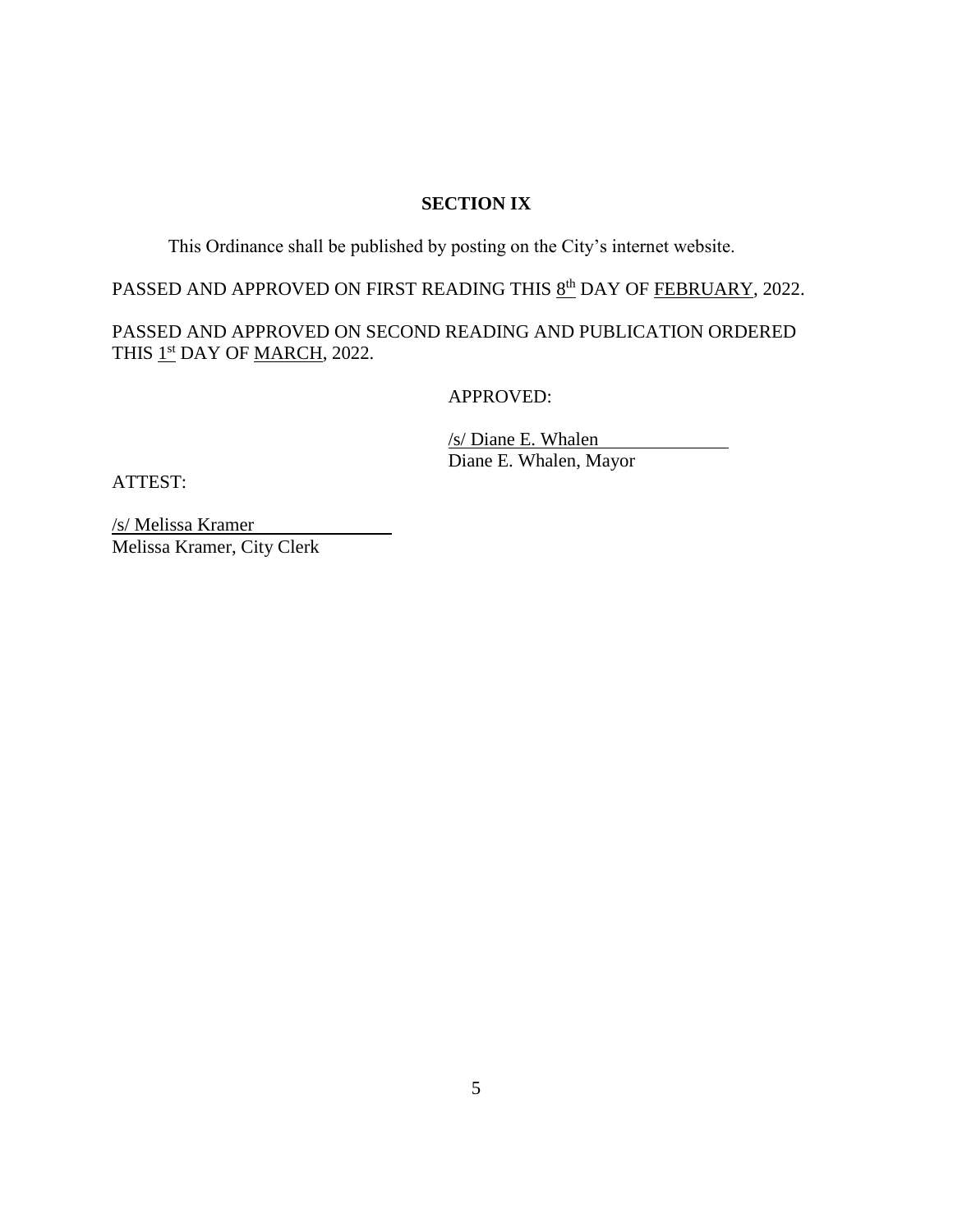**SECTION IX**

This Ordinance shall be published by posting on the City's internet website.

PASSED AND APPROVED ON FIRST READING THIS 8th DAY OF FEBRUARY, 2022.

PASSED AND APPROVED ON SECOND READING AND PUBLICATION ORDERED THIS 1st DAY OF MARCH, 2022.

APPROVED:

/s/ Diane E. Whalen
Diane E. Whalen, Mayor

ATTEST:

/s/ Melissa Kramer
Melissa Kramer, City Clerk